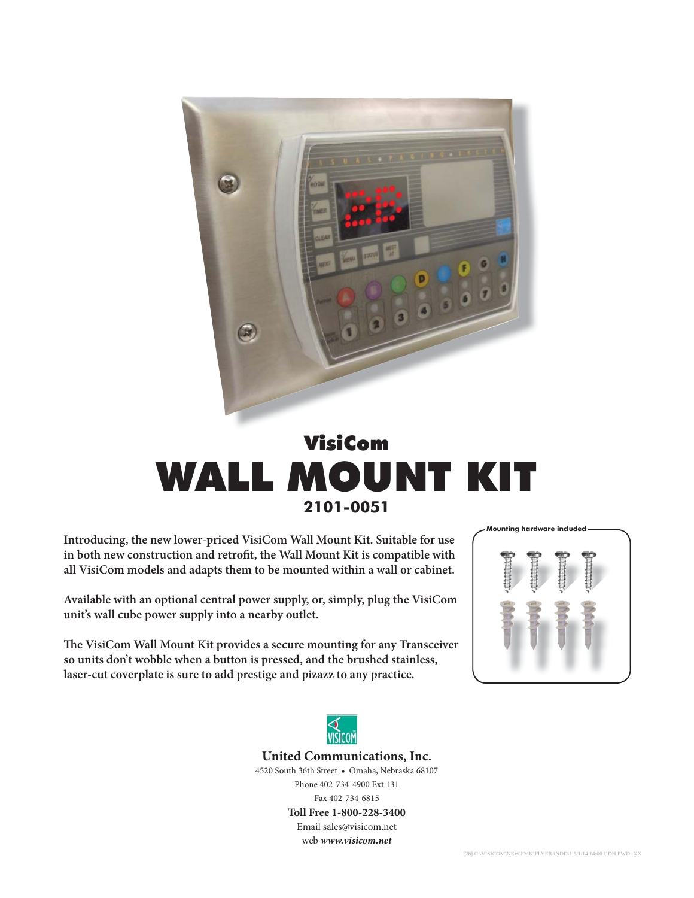# VisiCom

# WALL MOUNT KIT

## 2101-0051

**Introducing, the new lower-priced VisiCom Wall Mount Kit. Suitable for use in both new construction and retrofit, the Wall Mount Kit is compatible with all VisiCom models and adapts them to be mounted within a wall or cabinet.**

**Available with an optional central power supply, or, simply, plug the VisiCom unit's wall cube power supply into a nearby outlet.**

**The VisiCom Wall Mount Kit provides a secure mounting for any Transceiver so units don't wobble when a button is pressed, and the brushed stainless, laser-cut coverplate is sure to add prestige and pizazz to any practice.**

**Mounting hardware included**

**United Communications, Inc.**

4520 South 36th Street • Omaha, Nebraska 68107

Phone 402-734-4900 Ext 131

Fax 402-734-6815

**Toll Free 1-800-228-3400**

Email sales@visicom.net

web ***www.visicom.net***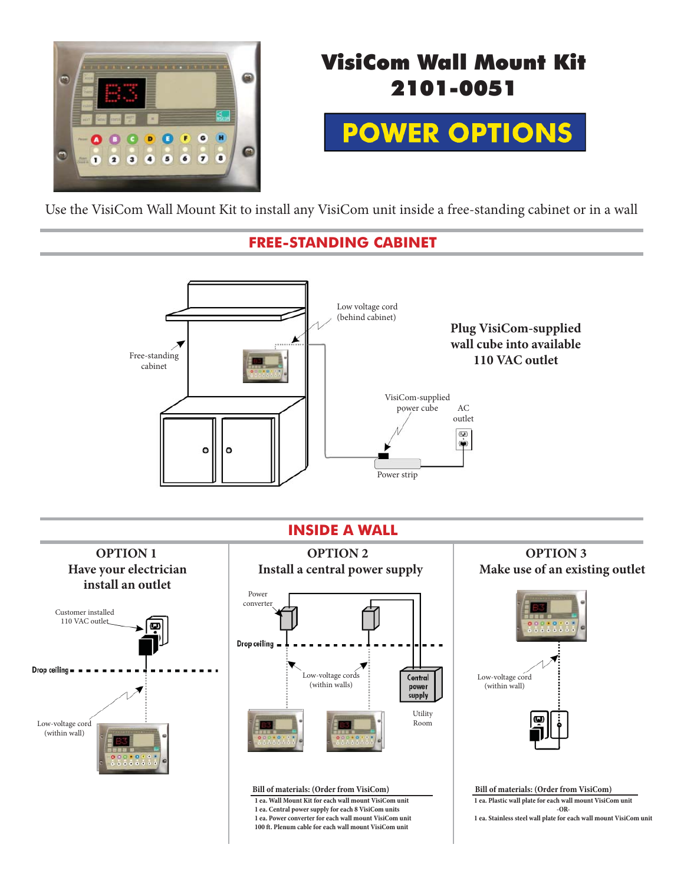# VisiCom Wall Mount Kit 2101-0051

## POWER OPTIONS

Use the VisiCom Wall Mount Kit to install any VisiCom unit inside a free-standing cabinet or in a wall

## FREE-STANDING CABINET

Free-standing cabinet

Low voltage cord (behind cabinet)

**Plug VisiCom-supplied wall cube into available 110 VAC outlet**

VisiCom-supplied power cube

AC outlet

Power strip

## INSIDE A WALL

### OPTION 1
### Have your electrician install an outlet

Customer installed 110 VAC outlet

Drop ceiling

Low-voltage cord (within wall)

### OPTION 2
### Install a central power supply

Power converter

Drop ceiling

Low-voltage cords (within walls)

Central power supply

Utility Room

**Bill of materials: (Order from VisiCom)**

1 ea. Wall Mount Kit for each wall mount VisiCom unit
1 ea. Central power supply for each 8 VisiCom units
1 ea. Power converter for each wall mount VisiCom unit
100 ft. Plenum cable for each wall mount VisiCom unit

### OPTION 3
### Make use of an existing outlet

Low-voltage cord (within wall)

**Bill of materials: (Order from VisiCom)**

1 ea. Plastic wall plate for each wall mount VisiCom unit
-OR-
1 ea. Stainless steel wall plate for each wall mount VisiCom unit